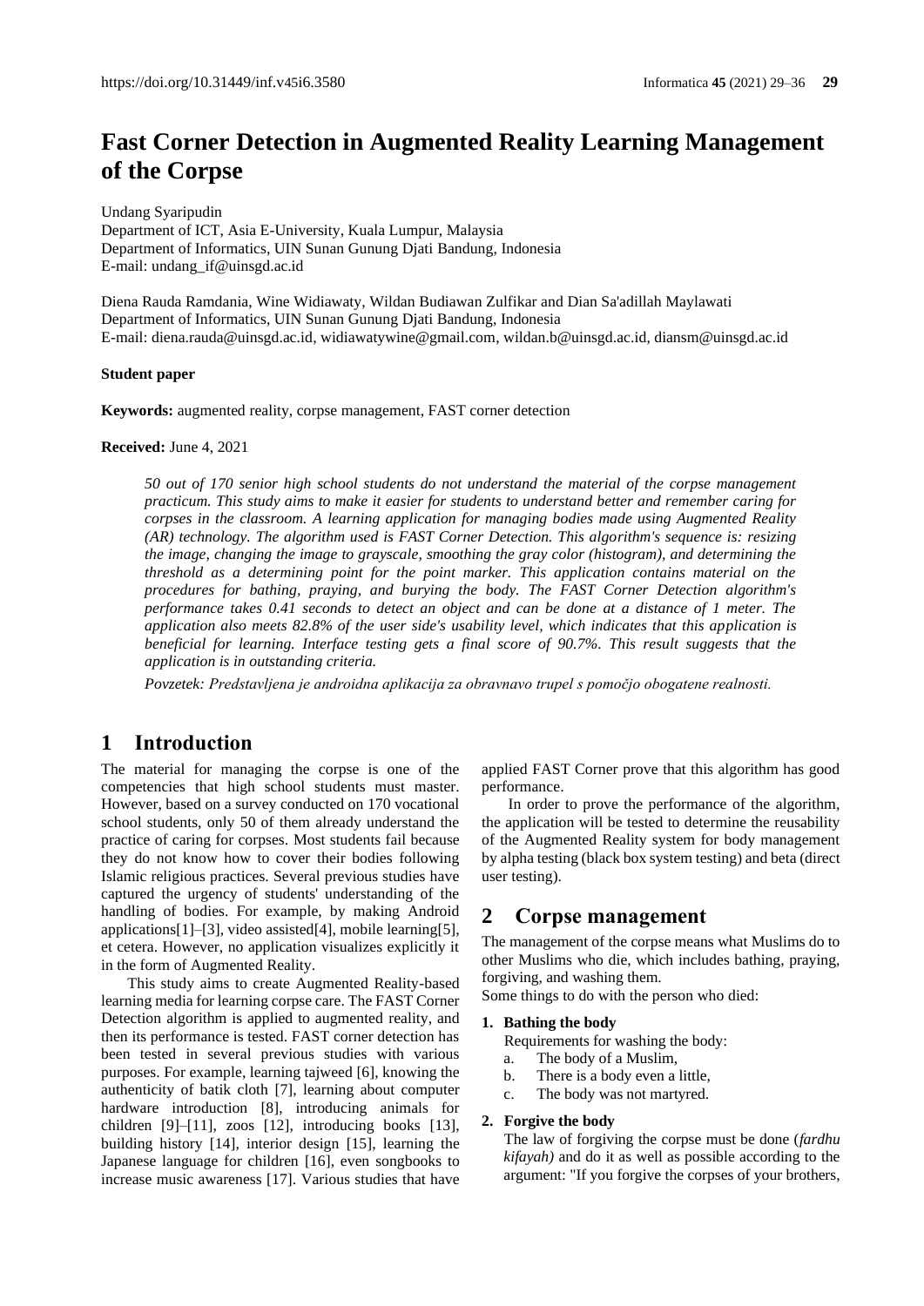# Fast Corner Detection in Augmented Reality Learning Management of the Corpse

Undang Syaripudin
Department of ICT, Asia E-University, Kuala Lumpur, Malaysia
Department of Informatics, UIN Sunan Gunung Djati Bandung, Indonesia
E-mail: undang_if@uinsgd.ac.id

Diena Rauda Ramdania, Wine Widiawaty, Wildan Budiawan Zulfikar and Dian Sa'adillah Maylawati
Department of Informatics, UIN Sunan Gunung Djati Bandung, Indonesia
E-mail: diena.rauda@uinsgd.ac.id, widiawatywine@gmail.com, wildan.b@uinsgd.ac.id, diansm@uinsgd.ac.id

**Student paper**

**Keywords:** augmented reality, corpse management, FAST corner detection

**Received:** June 4, 2021

*50 out of 170 senior high school students do not understand the material of the corpse management practicum. This study aims to make it easier for students to understand better and remember caring for corpses in the classroom. A learning application for managing bodies made using Augmented Reality (AR) technology. The algorithm used is FAST Corner Detection. This algorithm's sequence is: resizing the image, changing the image to grayscale, smoothing the gray color (histogram), and determining the threshold as a determining point for the point marker. This application contains material on the procedures for bathing, praying, and burying the body. The FAST Corner Detection algorithm's performance takes 0.41 seconds to detect an object and can be done at a distance of 1 meter. The application also meets 82.8% of the user side's usability level, which indicates that this application is beneficial for learning. Interface testing gets a final score of 90.7%. This result suggests that the application is in outstanding criteria.*

*Povzetek: Predstavljena je androidna aplikacija za obravnavo trupel s pomočjo obogatene realnosti.*

## 1 Introduction

The material for managing the corpse is one of the competencies that high school students must master. However, based on a survey conducted on 170 vocational school students, only 50 of them already understand the practice of caring for corpses. Most students fail because they do not know how to cover their bodies following Islamic religious practices. Several previous studies have captured the urgency of students' understanding of the handling of bodies. For example, by making Android applications[1]–[3], video assisted[4], mobile learning[5], et cetera. However, no application visualizes explicitly it in the form of Augmented Reality.

This study aims to create Augmented Reality-based learning media for learning corpse care. The FAST Corner Detection algorithm is applied to augmented reality, and then its performance is tested. FAST corner detection has been tested in several previous studies with various purposes. For example, learning tajweed [6], knowing the authenticity of batik cloth [7], learning about computer hardware introduction [8], introducing animals for children [9]–[11], zoos [12], introducing books [13], building history [14], interior design [15], learning the Japanese language for children [16], even songbooks to increase music awareness [17]. Various studies that have applied FAST Corner prove that this algorithm has good performance.

In order to prove the performance of the algorithm, the application will be tested to determine the reusability of the Augmented Reality system for body management by alpha testing (black box system testing) and beta (direct user testing).

## 2 Corpse management

The management of the corpse means what Muslims do to other Muslims who die, which includes bathing, praying, forgiving, and washing them.

Some things to do with the person who died:

1. **Bathing the body**
   Requirements for washing the body:
   a. The body of a Muslim,
   b. There is a body even a little,
   c. The body was not martyred.
2. **Forgive the body**
   The law of forgiving the corpse must be done (*fardhu kifayah)* and do it as well as possible according to the argument: "If you forgive the corpses of your brothers,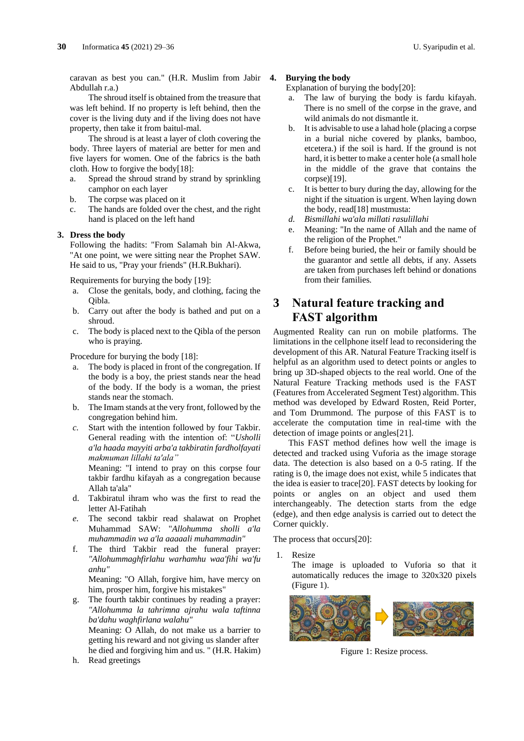caravan as best you can." (H.R. Muslim from Jabir Abdullah r.a.)

The shroud itself is obtained from the treasure that was left behind. If no property is left behind, then the cover is the living duty and if the living does not have property, then take it from baitul-mal.

The shroud is at least a layer of cloth covering the body. Three layers of material are better for men and five layers for women. One of the fabrics is the bath cloth. How to forgive the body[18]:

a. Spread the shroud strand by strand by sprinkling camphor on each layer
b. The corpse was placed on it
c. The hands are folded over the chest, and the right hand is placed on the left hand

**3. Dress the body**

Following the hadits: "From Salamah bin Al-Akwa, "At one point, we were sitting near the Prophet SAW. He said to us, "Pray your friends" (H.R.Bukhari).

Requirements for burying the body [19]:

a. Close the genitals, body, and clothing, facing the Qibla.
b. Carry out after the body is bathed and put on a shroud.
c. The body is placed next to the Qibla of the person who is praying.

Procedure for burying the body [18]:

a. The body is placed in front of the congregation. If the body is a boy, the priest stands near the head of the body. If the body is a woman, the priest stands near the stomach.
b. The Imam stands at the very front, followed by the congregation behind him.
c. Start with the intention followed by four Takbir. General reading with the intention of: "*Usholli a'la haada mayyiti arba'a takbiratin fardholfayati makmuman lillahi ta'ala"*

   Meaning: "I intend to pray on this corpse four takbir fardhu kifayah as a congregation because Allah ta'ala"
d. Takbiratul ihram who was the first to read the letter Al-Fatihah
e. The second takbir read shalawat on Prophet Muhammad SAW: "*Allohumma sholli a'la muhammadin wa a'la aaaaali muhammadin"*
f. The third Takbir read the funeral prayer: *"Allohummaghfirlahu warhamhu waa'fihi wa'fu anhu"*

   Meaning: "O Allah, forgive him, have mercy on him, prosper him, forgive his mistakes"
g. The fourth takbir continues by reading a prayer: *"Allohumma la tahrimna ajrahu wala taftinna ba'dahu waghfirlana walahu"*

   Meaning: O Allah, do not make us a barrier to getting his reward and not giving us slander after he died and forgiving him and us. " (H.R. Hakim)
h. Read greetings

**4. Burying the body**

Explanation of burying the body[20]:

a. The law of burying the body is fardu kifayah. There is no smell of the corpse in the grave, and wild animals do not dismantle it.
b. It is advisable to use a lahad hole (placing a corpse in a burial niche covered by planks, bamboo, etcetera.) if the soil is hard. If the ground is not hard, it is better to make a center hole (a small hole in the middle of the grave that contains the corpse)[19].
c. It is better to bury during the day, allowing for the night if the situation is urgent. When laying down the body, read[18] mustmusta:
d. *Bismillahi wa'ala millati rasulillahi*
e. Meaning: "In the name of Allah and the name of the religion of the Prophet."
f. Before being buried, the heir or family should be the guarantor and settle all debts, if any. Assets are taken from purchases left behind or donations from their families.

## 3 Natural feature tracking and FAST algorithm

Augmented Reality can run on mobile platforms. The limitations in the cellphone itself lead to reconsidering the development of this AR. Natural Feature Tracking itself is helpful as an algorithm used to detect points or angles to bring up 3D-shaped objects to the real world. One of the Natural Feature Tracking methods used is the FAST (Features from Accelerated Segment Test) algorithm. This method was developed by Edward Rosten, Reid Porter, and Tom Drummond. The purpose of this FAST is to accelerate the computation time in real-time with the detection of image points or angles[21].

This FAST method defines how well the image is detected and tracked using Vuforia as the image storage data. The detection is also based on a 0-5 rating. If the rating is 0, the image does not exist, while 5 indicates that the idea is easier to trace[20]. FAST detects by looking for points or angles on an object and used them interchangeably. The detection starts from the edge (edge), and then edge analysis is carried out to detect the Corner quickly.

The process that occurs[20]:

1. Resize

   The image is uploaded to Vuforia so that it automatically reduces the image to 320x320 pixels (Figure 1).

Figure 1: Resize process.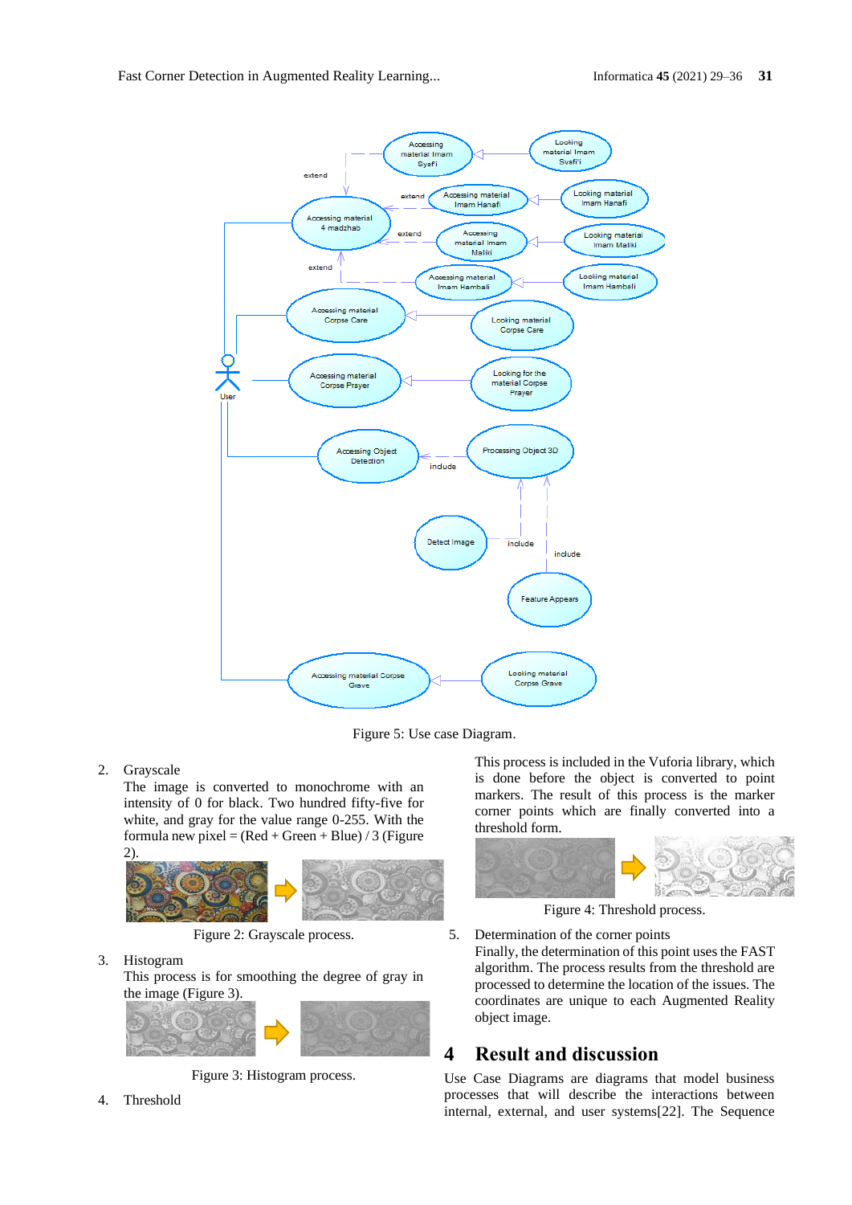Figure 5: Use case Diagram.

2. Grayscale
   The image is converted to monochrome with an intensity of 0 for black. Two hundred fifty-five for white, and gray for the value range 0-255. With the formula new pixel = (Red + Green + Blue) / 3 (Figure 2).

Figure 2: Grayscale process.

3. Histogram
   This process is for smoothing the degree of gray in the image (Figure 3).

Figure 3: Histogram process.

4. Threshold
   This process is included in the Vuforia library, which is done before the object is converted to point markers. The result of this process is the marker corner points which are finally converted into a threshold form.

Figure 4: Threshold process.

5. Determination of the corner points
   Finally, the determination of this point uses the FAST algorithm. The process results from the threshold are processed to determine the location of the issues. The coordinates are unique to each Augmented Reality object image.

## 4 Result and discussion

Use Case Diagrams are diagrams that model business processes that will describe the interactions between internal, external, and user systems[22]. The Sequence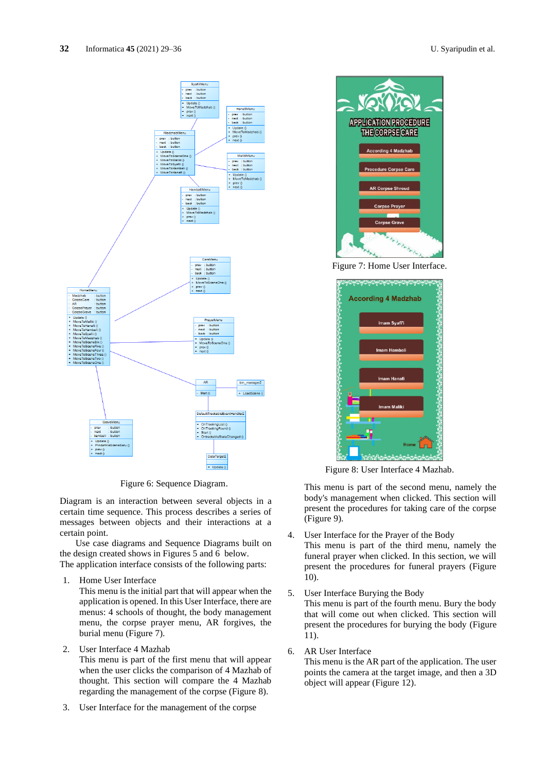Figure 6: Sequence Diagram.

Diagram is an interaction between several objects in a certain time sequence. This process describes a series of messages between objects and their interactions at a certain point.

Use case diagrams and Sequence Diagrams built on the design created shows in Figures 5 and 6 below.
The application interface consists of the following parts:

1. Home User Interface
   This menu is the initial part that will appear when the application is opened. In this User Interface, there are menus: 4 schools of thought, the body management menu, the corpse prayer menu, AR forgives, the burial menu (Figure 7).

2. User Interface 4 Mazhab
   This menu is part of the first menu that will appear when the user clicks the comparison of 4 Mazhab of thought. This section will compare the 4 Mazhab regarding the management of the corpse (Figure 8).

3. User Interface for the management of the corpse

Figure 7: Home User Interface.

Figure 8: User Interface 4 Mazhab.

   This menu is part of the second menu, namely the body's management when clicked. This section will present the procedures for taking care of the corpse (Figure 9).

4. User Interface for the Prayer of the Body
   This menu is part of the third menu, namely the funeral prayer when clicked. In this section, we will present the procedures for funeral prayers (Figure 10).

5. User Interface Burying the Body
   This menu is part of the fourth menu. Bury the body that will come out when clicked. This section will present the procedures for burying the body (Figure 11).

6. AR User Interface
   This menu is the AR part of the application. The user points the camera at the target image, and then a 3D object will appear (Figure 12).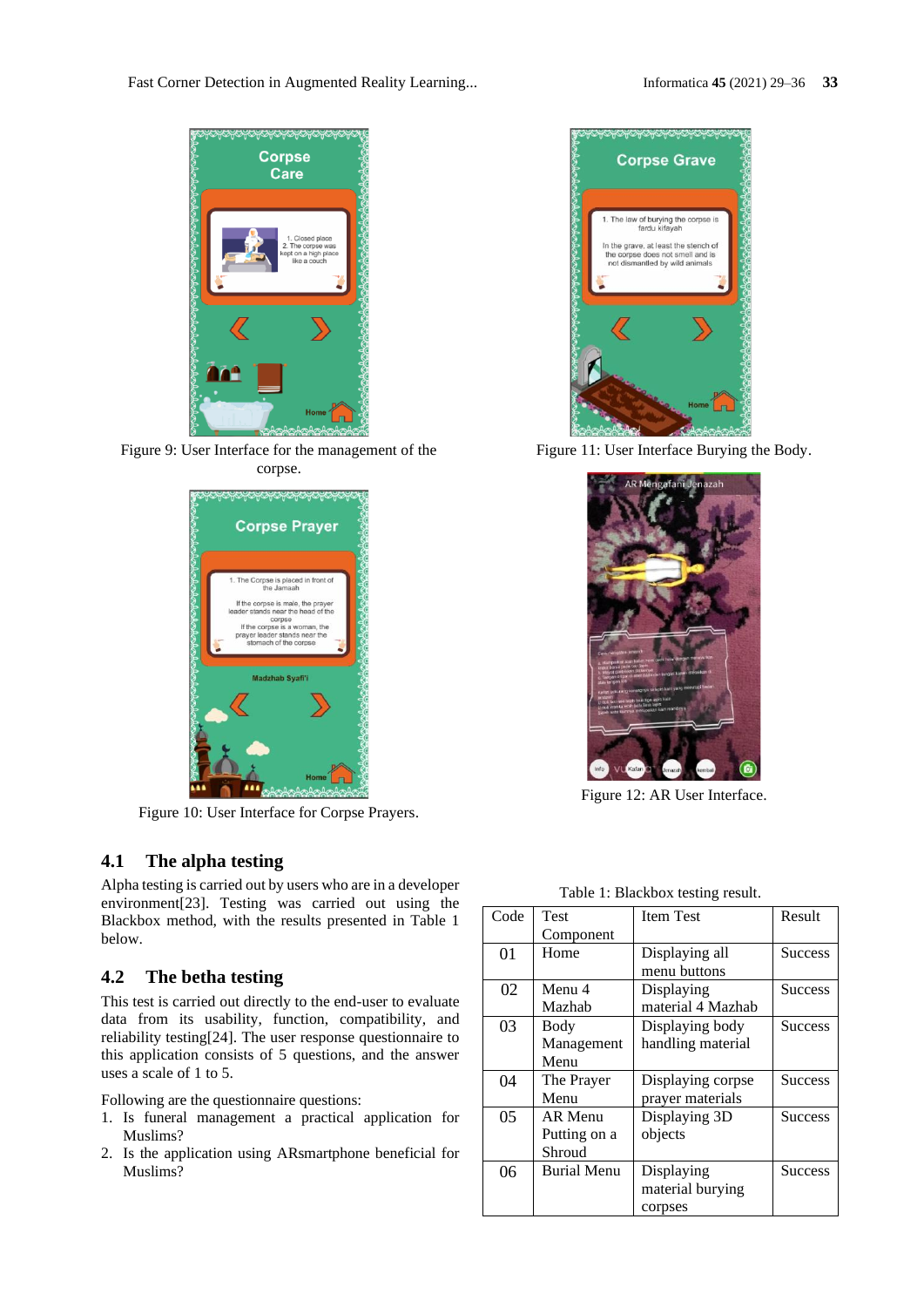Figure 9: User Interface for the management of the corpse.

Figure 11: User Interface Burying the Body.

Figure 10: User Interface for Corpse Prayers.

Figure 12: AR User Interface.

### 4.1 The alpha testing

Alpha testing is carried out by users who are in a developer environment[23]. Testing was carried out using the Blackbox method, with the results presented in Table 1 below.

### 4.2 The betha testing

This test is carried out directly to the end-user to evaluate data from its usability, function, compatibility, and reliability testing[24]. The user response questionnaire to this application consists of 5 questions, and the answer uses a scale of 1 to 5.

Following are the questionnaire questions:

1. Is funeral management a practical application for Muslims?
2. Is the application using ARsmartphone beneficial for Muslims?

Table 1: Blackbox testing result.

| Code | Test Component | Item Test | Result |
|---|---|---|---|
| 01 | Home | Displaying all menu buttons | Success |
| 02 | Menu 4 Mazhab | Displaying material 4 Mazhab | Success |
| 03 | Body Management Menu | Displaying body handling material | Success |
| 04 | The Prayer Menu | Displaying corpse prayer materials | Success |
| 05 | AR Menu Putting on a Shroud | Displaying 3D objects | Success |
| 06 | Burial Menu | Displaying material burying corpses | Success |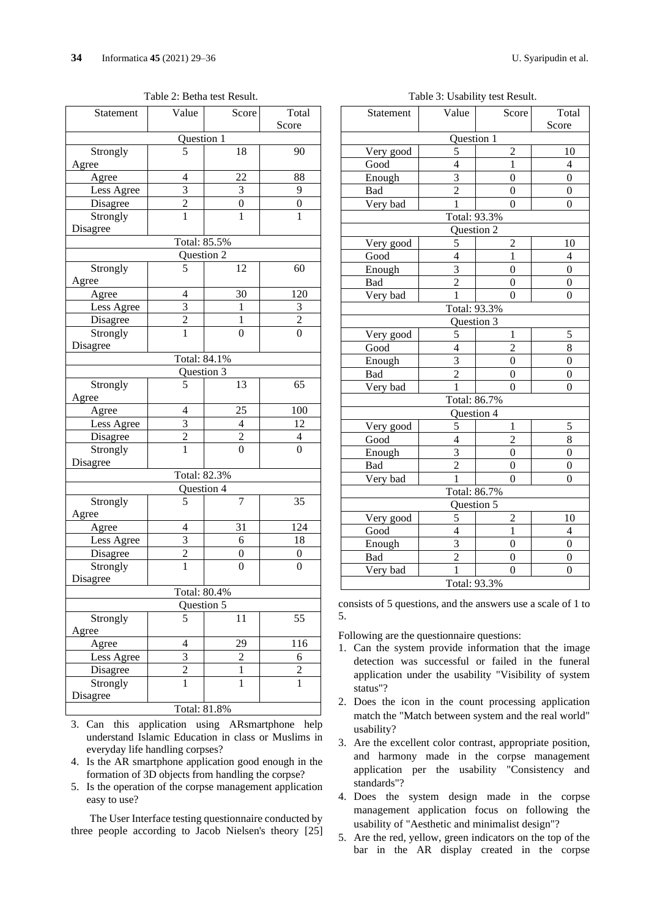Table 2: Betha test Result.

| Statement | Value | Score | Total Score |
|---|---|---|---|
| Question 1 | | | |
| Strongly Agree | 5 | 18 | 90 |
| Agree | 4 | 22 | 88 |
| Less Agree | 3 | 3 | 9 |
| Disagree | 2 | 0 | 0 |
| Strongly Disagree | 1 | 1 | 1 |
| Total: 85.5% | | | |
| Question 2 | | | |
| Strongly Agree | 5 | 12 | 60 |
| Agree | 4 | 30 | 120 |
| Less Agree | 3 | 1 | 3 |
| Disagree | 2 | 1 | 2 |
| Strongly Disagree | 1 | 0 | 0 |
| Total: 84.1% | | | |
| Question 3 | | | |
| Strongly Agree | 5 | 13 | 65 |
| Agree | 4 | 25 | 100 |
| Less Agree | 3 | 4 | 12 |
| Disagree | 2 | 2 | 4 |
| Strongly Disagree | 1 | 0 | 0 |
| Total: 82.3% | | | |
| Question 4 | | | |
| Strongly Agree | 5 | 7 | 35 |
| Agree | 4 | 31 | 124 |
| Less Agree | 3 | 6 | 18 |
| Disagree | 2 | 0 | 0 |
| Strongly Disagree | 1 | 0 | 0 |
| Total: 80.4% | | | |
| Question 5 | | | |
| Strongly Agree | 5 | 11 | 55 |
| Agree | 4 | 29 | 116 |
| Less Agree | 3 | 2 | 6 |
| Disagree | 2 | 1 | 2 |
| Strongly Disagree | 1 | 1 | 1 |
| Total: 81.8% | | | |

3. Can this application using ARsmartphone help understand Islamic Education in class or Muslims in everyday life handling corpses?
4. Is the AR smartphone application good enough in the formation of 3D objects from handling the corpse?
5. Is the operation of the corpse management application easy to use?

The User Interface testing questionnaire conducted by three people according to Jacob Nielsen's theory [25] consists of 5 questions, and the answers use a scale of 1 to 5.

Table 3: Usability test Result.

| Statement | Value | Score | Total Score |
|---|---|---|---|
| Question 1 | | | |
| Very good | 5 | 2 | 10 |
| Good | 4 | 1 | 4 |
| Enough | 3 | 0 | 0 |
| Bad | 2 | 0 | 0 |
| Very bad | 1 | 0 | 0 |
| Total: 93.3% | | | |
| Question 2 | | | |
| Very good | 5 | 2 | 10 |
| Good | 4 | 1 | 4 |
| Enough | 3 | 0 | 0 |
| Bad | 2 | 0 | 0 |
| Very bad | 1 | 0 | 0 |
| Total: 93.3% | | | |
| Question 3 | | | |
| Very good | 5 | 1 | 5 |
| Good | 4 | 2 | 8 |
| Enough | 3 | 0 | 0 |
| Bad | 2 | 0 | 0 |
| Very bad | 1 | 0 | 0 |
| Total: 86.7% | | | |
| Question 4 | | | |
| Very good | 5 | 1 | 5 |
| Good | 4 | 2 | 8 |
| Enough | 3 | 0 | 0 |
| Bad | 2 | 0 | 0 |
| Very bad | 1 | 0 | 0 |
| Total: 86.7% | | | |
| Question 5 | | | |
| Very good | 5 | 2 | 10 |
| Good | 4 | 1 | 4 |
| Enough | 3 | 0 | 0 |
| Bad | 2 | 0 | 0 |
| Very bad | 1 | 0 | 0 |
| Total: 93.3% | | | |

Following are the questionnaire questions:

1. Can the system provide information that the image detection was successful or failed in the funeral application under the usability "Visibility of system status"?
2. Does the icon in the count processing application match the "Match between system and the real world" usability?
3. Are the excellent color contrast, appropriate position, and harmony made in the corpse management application per the usability "Consistency and standards"?
4. Does the system design made in the corpse management application focus on following the usability of "Aesthetic and minimalist design"?
5. Are the red, yellow, green indicators on the top of the bar in the AR display created in the corpse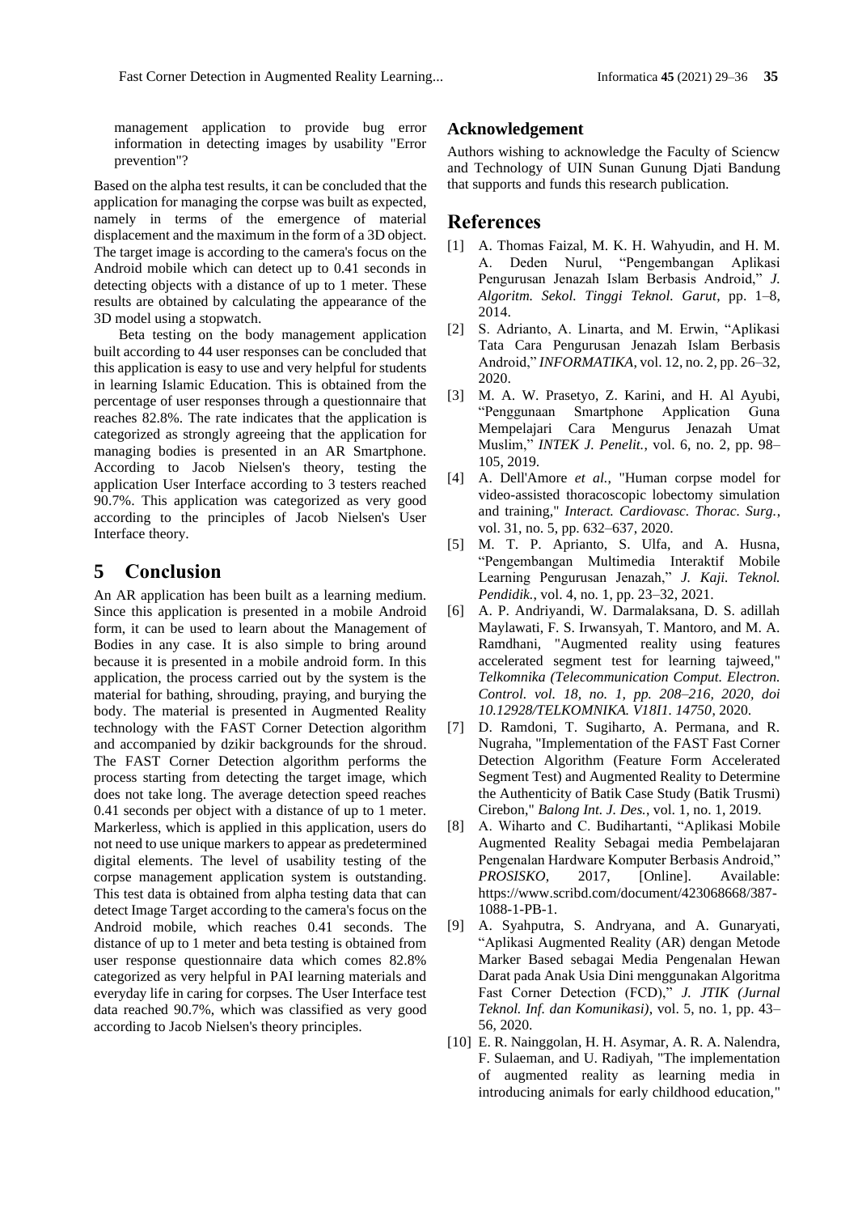management application to provide bug error information in detecting images by usability "Error prevention"?

Based on the alpha test results, it can be concluded that the application for managing the corpse was built as expected, namely in terms of the emergence of material displacement and the maximum in the form of a 3D object. The target image is according to the camera's focus on the Android mobile which can detect up to 0.41 seconds in detecting objects with a distance of up to 1 meter. These results are obtained by calculating the appearance of the 3D model using a stopwatch.

Beta testing on the body management application built according to 44 user responses can be concluded that this application is easy to use and very helpful for students in learning Islamic Education. This is obtained from the percentage of user responses through a questionnaire that reaches 82.8%. The rate indicates that the application is categorized as strongly agreeing that the application for managing bodies is presented in an AR Smartphone. According to Jacob Nielsen's theory, testing the application User Interface according to 3 testers reached 90.7%. This application was categorized as very good according to the principles of Jacob Nielsen's User Interface theory.

# 5 Conclusion

An AR application has been built as a learning medium. Since this application is presented in a mobile Android form, it can be used to learn about the Management of Bodies in any case. It is also simple to bring around because it is presented in a mobile android form. In this application, the process carried out by the system is the material for bathing, shrouding, praying, and burying the body. The material is presented in Augmented Reality technology with the FAST Corner Detection algorithm and accompanied by dzikir backgrounds for the shroud. The FAST Corner Detection algorithm performs the process starting from detecting the target image, which does not take long. The average detection speed reaches 0.41 seconds per object with a distance of up to 1 meter. Markerless, which is applied in this application, users do not need to use unique markers to appear as predetermined digital elements. The level of usability testing of the corpse management application system is outstanding. This test data is obtained from alpha testing data that can detect Image Target according to the camera's focus on the Android mobile, which reaches 0.41 seconds. The distance of up to 1 meter and beta testing is obtained from user response questionnaire data which comes 82.8% categorized as very helpful in PAI learning materials and everyday life in caring for corpses. The User Interface test data reached 90.7%, which was classified as very good according to Jacob Nielsen's theory principles.

## Acknowledgement

Authors wishing to acknowledge the Faculty of Sciencw and Technology of UIN Sunan Gunung Djati Bandung that supports and funds this research publication.

# References

[1] A. Thomas Faizal, M. K. H. Wahyudin, and H. M. A. Deden Nurul, "Pengembangan Aplikasi Pengurusan Jenazah Islam Berbasis Android," *J. Algoritm. Sekol. Tinggi Teknol. Garut*, pp. 1–8, 2014.

[2] S. Adrianto, A. Linarta, and M. Erwin, "Aplikasi Tata Cara Pengurusan Jenazah Islam Berbasis Android," *INFORMATIKA*, vol. 12, no. 2, pp. 26–32, 2020.

[3] M. A. W. Prasetyo, Z. Karini, and H. Al Ayubi, "Penggunaan Smartphone Application Guna Mempelajari Cara Mengurus Jenazah Umat Muslim," *INTEK J. Penelit.*, vol. 6, no. 2, pp. 98–105, 2019.

[4] A. Dell'Amore *et al.*, "Human corpse model for video-assisted thoracoscopic lobectomy simulation and training," *Interact. Cardiovasc. Thorac. Surg.*, vol. 31, no. 5, pp. 632–637, 2020.

[5] M. T. P. Aprianto, S. Ulfa, and A. Husna, "Pengembangan Multimedia Interaktif Mobile Learning Pengurusan Jenazah," *J. Kaji. Teknol. Pendidik.*, vol. 4, no. 1, pp. 23–32, 2021.

[6] A. P. Andriyandi, W. Darmalaksana, D. S. adillah Maylawati, F. S. Irwansyah, T. Mantoro, and M. A. Ramdhani, "Augmented reality using features accelerated segment test for learning tajweed," *Telkomnika (Telecommunication Comput. Electron. Control. vol. 18, no. 1, pp. 208–216, 2020, doi 10.12928/TELKOMNIKA. V18I1. 14750*, 2020.

[7] D. Ramdoni, T. Sugiharto, A. Permana, and R. Nugraha, "Implementation of the FAST Fast Corner Detection Algorithm (Feature Form Accelerated Segment Test) and Augmented Reality to Determine the Authenticity of Batik Case Study (Batik Trusmi) Cirebon," *Balong Int. J. Des.*, vol. 1, no. 1, 2019.

[8] A. Wiharto and C. Budihartanti, "Aplikasi Mobile Augmented Reality Sebagai media Pembelajaran Pengenalan Hardware Komputer Berbasis Android," *PROSISKO*, 2017, [Online]. Available: https://www.scribd.com/document/423068668/387-1088-1-PB-1.

[9] A. Syahputra, S. Andryana, and A. Gunaryati, "Aplikasi Augmented Reality (AR) dengan Metode Marker Based sebagai Media Pengenalan Hewan Darat pada Anak Usia Dini menggunakan Algoritma Fast Corner Detection (FCD)," *J. JTIK (Jurnal Teknol. Inf. dan Komunikasi)*, vol. 5, no. 1, pp. 43–56, 2020.

[10] E. R. Nainggolan, H. H. Asymar, A. R. A. Nalendra, F. Sulaeman, and U. Radiyah, "The implementation of augmented reality as learning media in introducing animals for early childhood education,"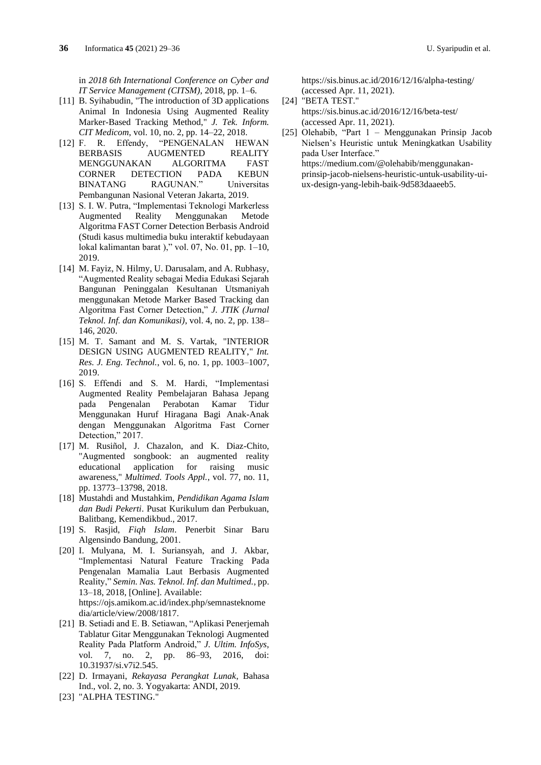in *2018 6th International Conference on Cyber and IT Service Management (CITSM)*, 2018, pp. 1–6.

[11] B. Syihabudin, "The introduction of 3D applications Animal In Indonesia Using Augmented Reality Marker-Based Tracking Method," *J. Tek. Inform. CIT Medicom*, vol. 10, no. 2, pp. 14–22, 2018.

[12] F. R. Effendy, "PENGENALAN HEWAN BERBASIS AUGMENTED REALITY MENGGUNAKAN ALGORITMA FAST CORNER DETECTION PADA KEBUN BINATANG RAGUNAN." Universitas Pembangunan Nasional Veteran Jakarta, 2019.

[13] S. I. W. Putra, "Implementasi Teknologi Markerless Augmented Reality Menggunakan Metode Algoritma FAST Corner Detection Berbasis Android (Studi kasus multimedia buku interaktif kebudayaan lokal kalimantan barat )," vol. 07, No. 01, pp. 1–10, 2019.

[14] M. Fayiz, N. Hilmy, U. Darusalam, and A. Rubhasy, "Augmented Reality sebagai Media Edukasi Sejarah Bangunan Peninggalan Kesultanan Utsmaniyah menggunakan Metode Marker Based Tracking dan Algoritma Fast Corner Detection," *J. JTIK (Jurnal Teknol. Inf. dan Komunikasi)*, vol. 4, no. 2, pp. 138–146, 2020.

[15] M. T. Samant and M. S. Vartak, "INTERIOR DESIGN USING AUGMENTED REALITY," *Int. Res. J. Eng. Technol.*, vol. 6, no. 1, pp. 1003–1007, 2019.

[16] S. Effendi and S. M. Hardi, "Implementasi Augmented Reality Pembelajaran Bahasa Jepang pada Pengenalan Perabotan Kamar Tidur Menggunakan Huruf Hiragana Bagi Anak-Anak dengan Menggunakan Algoritma Fast Corner Detection," 2017.

[17] M. Rusiñol, J. Chazalon, and K. Diaz-Chito, "Augmented songbook: an augmented reality educational application for raising music awareness," *Multimed. Tools Appl.*, vol. 77, no. 11, pp. 13773–13798, 2018.

[18] Mustahdi and Mustahkim, *Pendidikan Agama Islam dan Budi Pekerti*. Pusat Kurikulum dan Perbukuan, Balitbang, Kemendikbud., 2017.

[19] S. Rasjid, *Fiqh Islam*. Penerbit Sinar Baru Algensindo Bandung, 2001.

[20] I. Mulyana, M. I. Suriansyah, and J. Akbar, "Implementasi Natural Feature Tracking Pada Pengenalan Mamalia Laut Berbasis Augmented Reality," *Semin. Nas. Teknol. Inf. dan Multimed.*, pp. 13–18, 2018, [Online]. Available: https://ojs.amikom.ac.id/index.php/semnasteknomedia/article/view/2008/1817.

[21] B. Setiadi and E. B. Setiawan, "Aplikasi Penerjemah Tablatur Gitar Menggunakan Teknologi Augmented Reality Pada Platform Android," *J. Ultim. InfoSys*, vol. 7, no. 2, pp. 86–93, 2016, doi: 10.31937/si.v7i2.545.

[22] D. Irmayani, *Rekayasa Perangkat Lunak*, Bahasa Ind., vol. 2, no. 3. Yogyakarta: ANDI, 2019.

[23] "ALPHA TESTING." https://sis.binus.ac.id/2016/12/16/alpha-testing/ (accessed Apr. 11, 2021).

[24] "BETA TEST." https://sis.binus.ac.id/2016/12/16/beta-test/ (accessed Apr. 11, 2021).

[25] Olehabib, "Part 1 – Menggunakan Prinsip Jacob Nielsen's Heuristic untuk Meningkatkan Usability pada User Interface." https://medium.com/@olehabib/menggunakan-prinsip-jacob-nielsens-heuristic-untuk-usability-ui-ux-design-yang-lebih-baik-9d583daaeeb5.